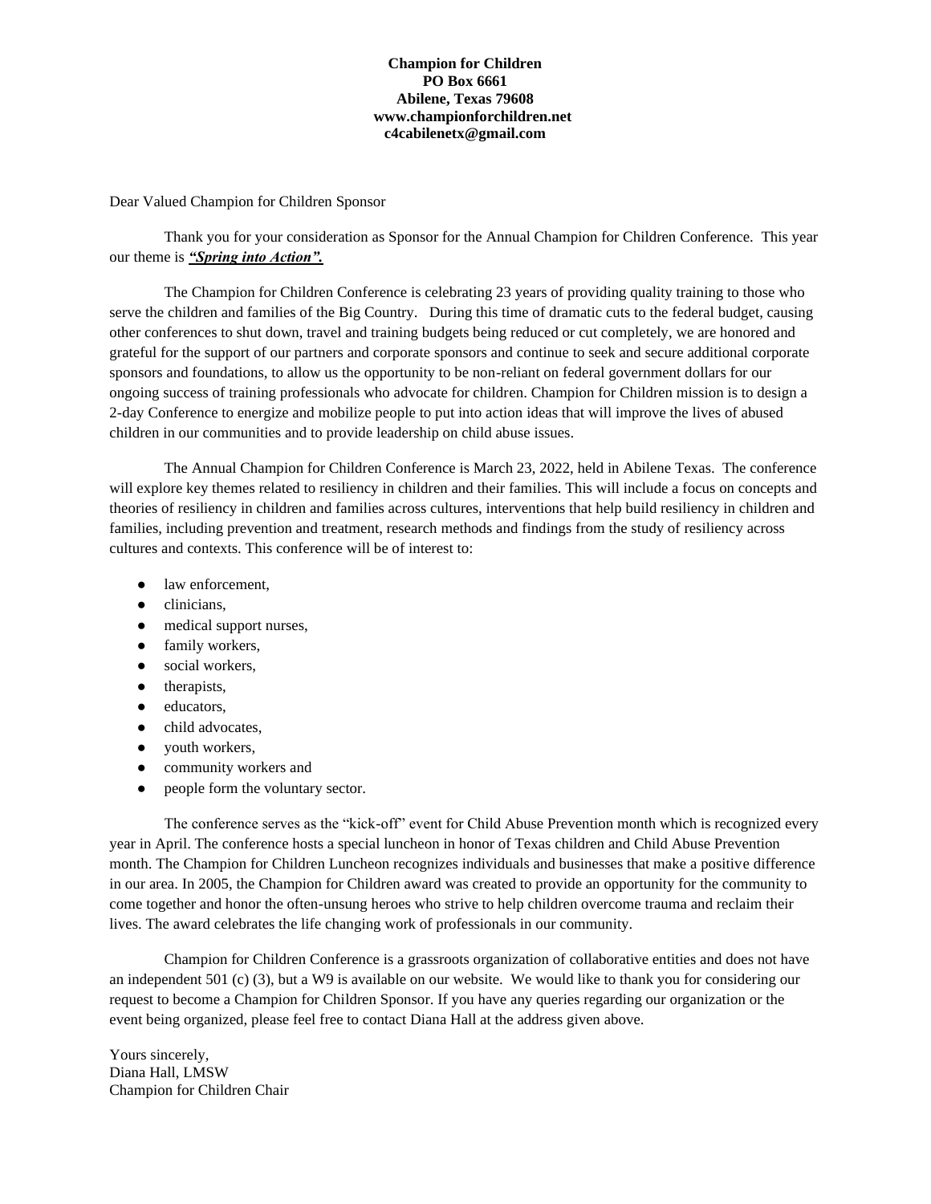**Champion for Children**
**PO Box 6661**
**Abilene, Texas 79608**
**www.championforchildren.net**
**c4cabilenetx@gmail.com**

Dear Valued Champion for Children Sponsor

Thank you for your consideration as Sponsor for the Annual Champion for Children Conference. This year our theme is ***"Spring into Action".***

The Champion for Children Conference is celebrating 23 years of providing quality training to those who serve the children and families of the Big Country. During this time of dramatic cuts to the federal budget, causing other conferences to shut down, travel and training budgets being reduced or cut completely, we are honored and grateful for the support of our partners and corporate sponsors and continue to seek and secure additional corporate sponsors and foundations, to allow us the opportunity to be non-reliant on federal government dollars for our ongoing success of training professionals who advocate for children. Champion for Children mission is to design a 2-day Conference to energize and mobilize people to put into action ideas that will improve the lives of abused children in our communities and to provide leadership on child abuse issues.

The Annual Champion for Children Conference is March 23, 2022, held in Abilene Texas. The conference will explore key themes related to resiliency in children and their families. This will include a focus on concepts and theories of resiliency in children and families across cultures, interventions that help build resiliency in children and families, including prevention and treatment, research methods and findings from the study of resiliency across cultures and contexts. This conference will be of interest to:

- law enforcement,
- clinicians,
- medical support nurses,
- family workers,
- social workers,
- therapists,
- educators,
- child advocates,
- youth workers,
- community workers and
- people form the voluntary sector.

The conference serves as the "kick-off" event for Child Abuse Prevention month which is recognized every year in April. The conference hosts a special luncheon in honor of Texas children and Child Abuse Prevention month. The Champion for Children Luncheon recognizes individuals and businesses that make a positive difference in our area. In 2005, the Champion for Children award was created to provide an opportunity for the community to come together and honor the often-unsung heroes who strive to help children overcome trauma and reclaim their lives. The award celebrates the life changing work of professionals in our community.

Champion for Children Conference is a grassroots organization of collaborative entities and does not have an independent 501 (c) (3), but a W9 is available on our website. We would like to thank you for considering our request to become a Champion for Children Sponsor. If you have any queries regarding our organization or the event being organized, please feel free to contact Diana Hall at the address given above.

Yours sincerely,
Diana Hall, LMSW
Champion for Children Chair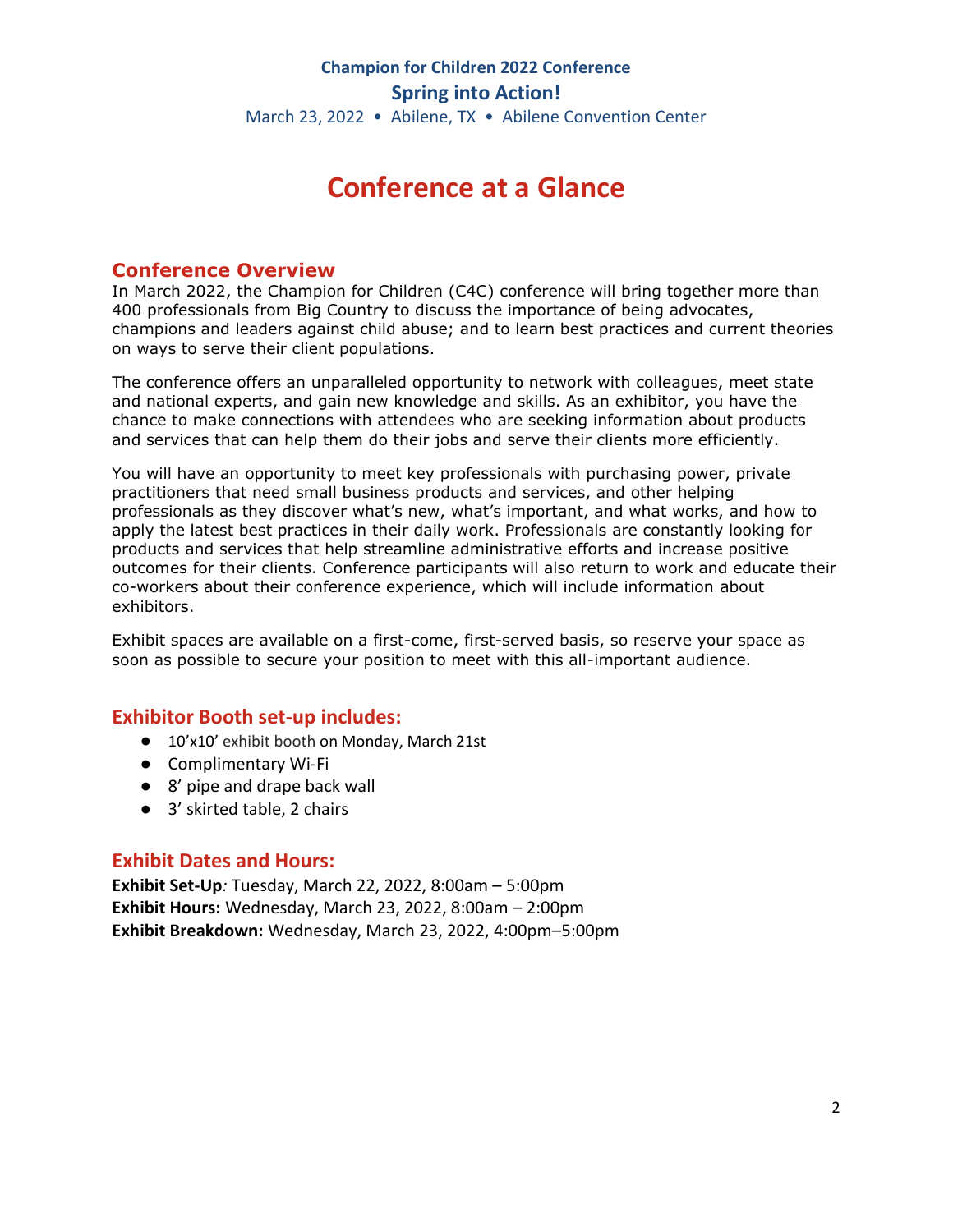**Champion for Children 2022 Conference**

**Spring into Action!**

March 23, 2022 • Abilene, TX • Abilene Convention Center

# Conference at a Glance

## Conference Overview

In March 2022, the Champion for Children (C4C) conference will bring together more than 400 professionals from Big Country to discuss the importance of being advocates, champions and leaders against child abuse; and to learn best practices and current theories on ways to serve their client populations.

The conference offers an unparalleled opportunity to network with colleagues, meet state and national experts, and gain new knowledge and skills. As an exhibitor, you have the chance to make connections with attendees who are seeking information about products and services that can help them do their jobs and serve their clients more efficiently.

You will have an opportunity to meet key professionals with purchasing power, private practitioners that need small business products and services, and other helping professionals as they discover what's new, what's important, and what works, and how to apply the latest best practices in their daily work. Professionals are constantly looking for products and services that help streamline administrative efforts and increase positive outcomes for their clients. Conference participants will also return to work and educate their co-workers about their conference experience, which will include information about exhibitors.

Exhibit spaces are available on a first-come, first-served basis, so reserve your space as soon as possible to secure your position to meet with this all-important audience.

## Exhibitor Booth set-up includes:

- 10'x10' exhibit booth on Monday, March 21st
- Complimentary Wi-Fi
- 8' pipe and drape back wall
- 3' skirted table, 2 chairs

## Exhibit Dates and Hours:

**Exhibit Set-Up***:* Tuesday, March 22, 2022, 8:00am – 5:00pm
**Exhibit Hours:** Wednesday, March 23, 2022, 8:00am – 2:00pm
**Exhibit Breakdown:** Wednesday, March 23, 2022, 4:00pm–5:00pm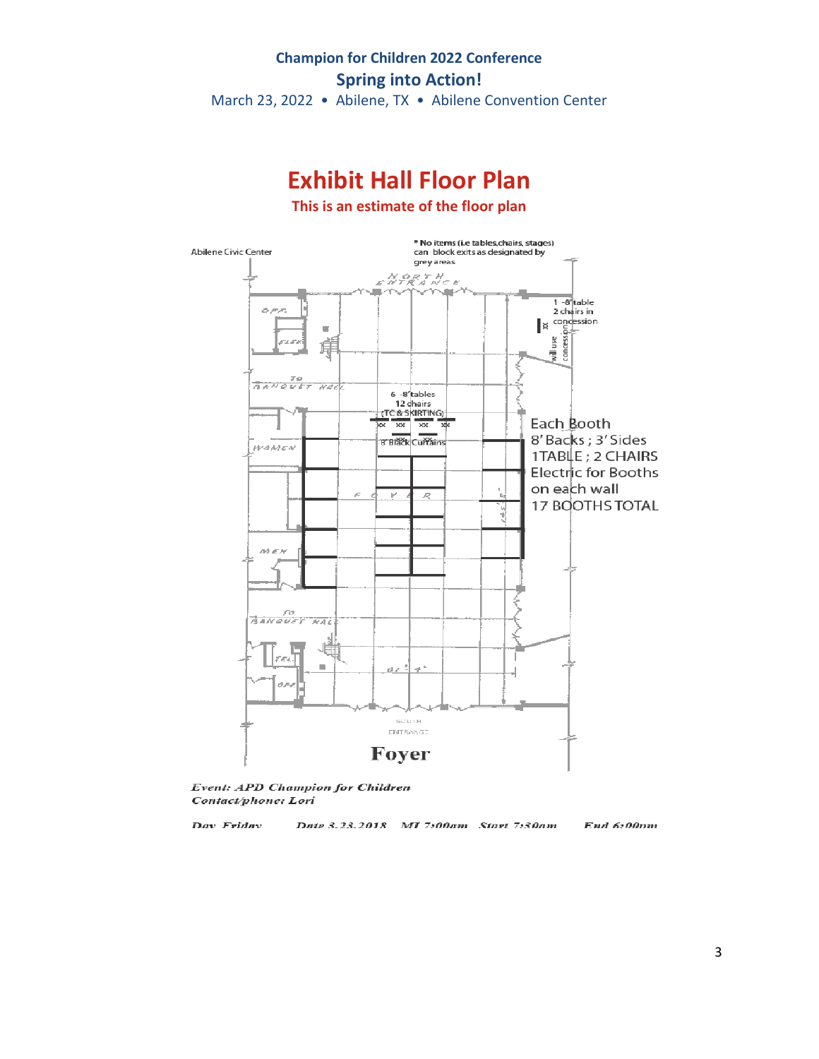**Champion for Children 2022 Conference**

**Spring into Action!**

March 23, 2022 • Abilene, TX • Abilene Convention Center

# Exhibit Hall Floor Plan

**This is an estimate of the floor plan**

Abilene Civic Center

* No items (i.e tables,chairs, stages) can block exits as designated by grey areas

NORTH ENTRANCE

1 -8' table
2 chairs in concession

will use concession

OFF.

ELEV.

TO BANQUET HALL

6 -8' tables
12 chairs
(TC & SKIRTING)

xx xx xx xx

8' Black Curtains

WOMEN

FOYER

MEN

TO BANQUET HALL

TEL.

OFF.

Each Booth
8' Backs ; 3' Sides
1TABLE ; 2 CHAIRS
Electric for Booths on each wall
17 BOOTHS TOTAL

SOUTH ENTRANCE

**Foyer**

*Event: APD Champion for Children*
*Contact/phone: Lori*

*Day Friday Date 3-23-2018 MI 7:00am Start 7:30am End 6:00pm*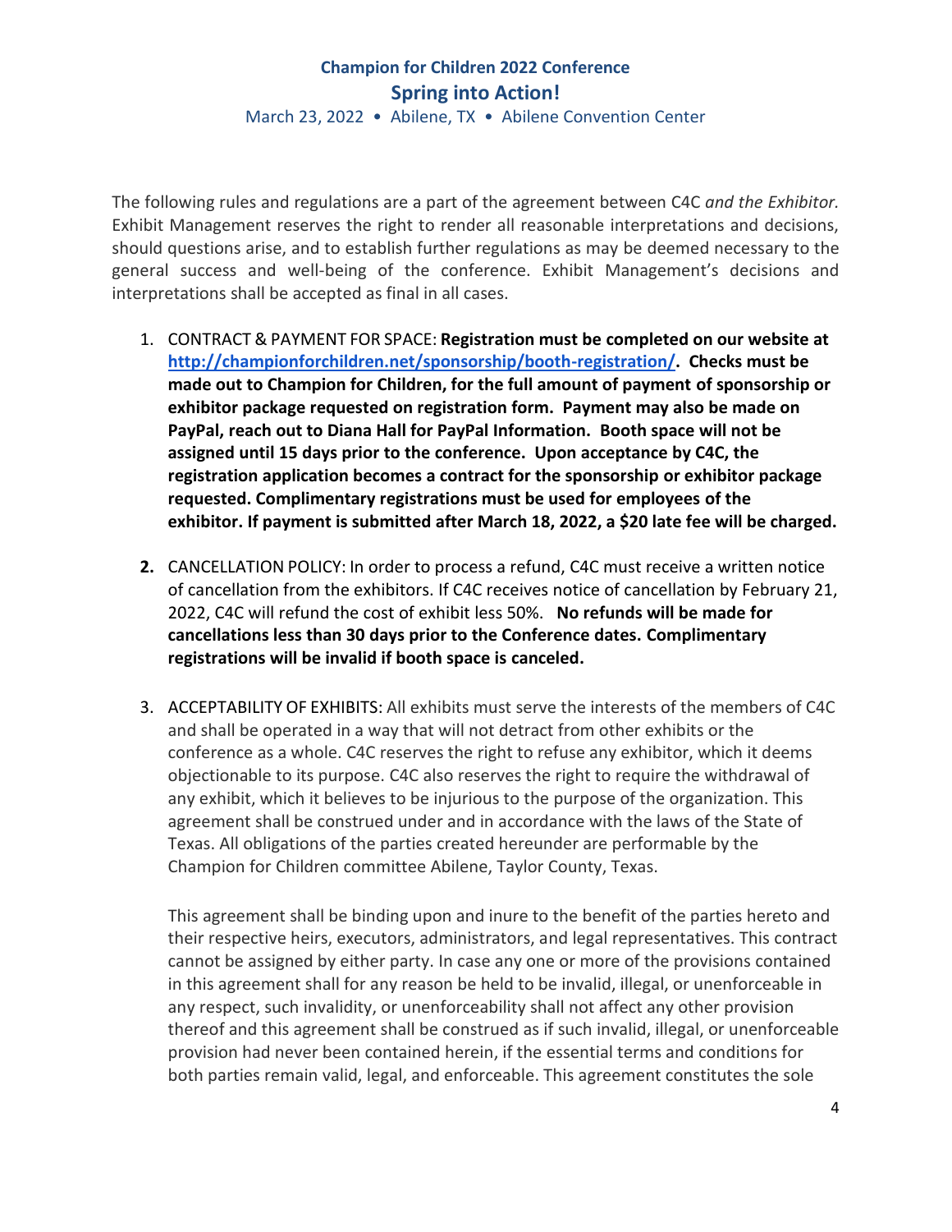**Champion for Children 2022 Conference**

**Spring into Action!**

March 23, 2022 • Abilene, TX • Abilene Convention Center

The following rules and regulations are a part of the agreement between C4C *and the Exhibitor.* Exhibit Management reserves the right to render all reasonable interpretations and decisions, should questions arise, and to establish further regulations as may be deemed necessary to the general success and well-being of the conference. Exhibit Management's decisions and interpretations shall be accepted as final in all cases.

1. CONTRACT & PAYMENT FOR SPACE: **Registration must be completed on our website at [http://championforchildren.net/sponsorship/booth-registration/](http://championforchildren.net/sponsorship/booth-registration/). Checks must be made out to Champion for Children, for the full amount of payment of sponsorship or exhibitor package requested on registration form. Payment may also be made on PayPal, reach out to Diana Hall for PayPal Information. Booth space will not be assigned until 15 days prior to the conference. Upon acceptance by C4C, the registration application becomes a contract for the sponsorship or exhibitor package requested. Complimentary registrations must be used for employees of the exhibitor. If payment is submitted after March 18, 2022, a $20 late fee will be charged.**

2. CANCELLATION POLICY: In order to process a refund, C4C must receive a written notice of cancellation from the exhibitors. If C4C receives notice of cancellation by February 21, 2022, C4C will refund the cost of exhibit less 50%. **No refunds will be made for cancellations less than 30 days prior to the Conference dates. Complimentary registrations will be invalid if booth space is canceled.**

3. ACCEPTABILITY OF EXHIBITS: All exhibits must serve the interests of the members of C4C and shall be operated in a way that will not detract from other exhibits or the conference as a whole. C4C reserves the right to refuse any exhibitor, which it deems objectionable to its purpose. C4C also reserves the right to require the withdrawal of any exhibit, which it believes to be injurious to the purpose of the organization. This agreement shall be construed under and in accordance with the laws of the State of Texas. All obligations of the parties created hereunder are performable by the Champion for Children committee Abilene, Taylor County, Texas.

   This agreement shall be binding upon and inure to the benefit of the parties hereto and their respective heirs, executors, administrators, and legal representatives. This contract cannot be assigned by either party. In case any one or more of the provisions contained in this agreement shall for any reason be held to be invalid, illegal, or unenforceable in any respect, such invalidity, or unenforceability shall not affect any other provision thereof and this agreement shall be construed as if such invalid, illegal, or unenforceable provision had never been contained herein, if the essential terms and conditions for both parties remain valid, legal, and enforceable. This agreement constitutes the sole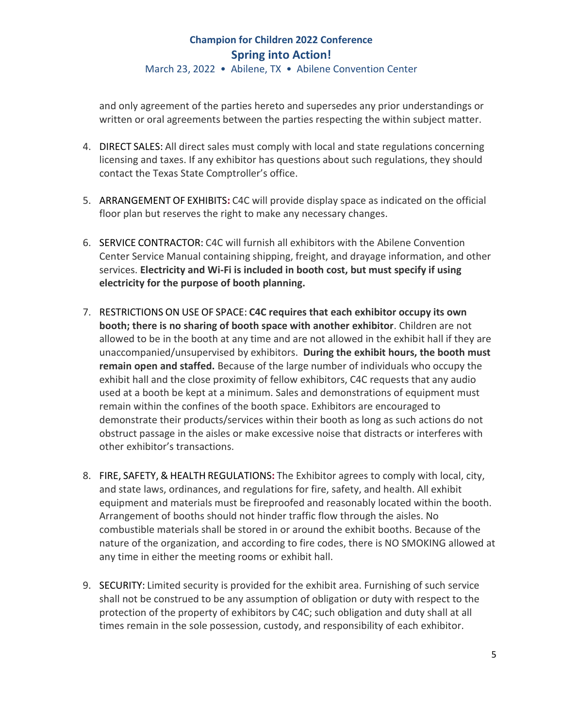and only agreement of the parties hereto and supersedes any prior understandings or written or oral agreements between the parties respecting the within subject matter.

4. DIRECT SALES: All direct sales must comply with local and state regulations concerning licensing and taxes. If any exhibitor has questions about such regulations, they should contact the Texas State Comptroller's office.

5. ARRANGEMENT OF EXHIBITS: C4C will provide display space as indicated on the official floor plan but reserves the right to make any necessary changes.

6. SERVICE CONTRACTOR: C4C will furnish all exhibitors with the Abilene Convention Center Service Manual containing shipping, freight, and drayage information, and other services. **Electricity and Wi-Fi is included in booth cost, but must specify if using electricity for the purpose of booth planning.**

7. RESTRICTIONS ON USE OF SPACE: **C4C requires that each exhibitor occupy its own booth; there is no sharing of booth space with another exhibitor**. Children are not allowed to be in the booth at any time and are not allowed in the exhibit hall if they are unaccompanied/unsupervised by exhibitors. **During the exhibit hours, the booth must remain open and staffed.** Because of the large number of individuals who occupy the exhibit hall and the close proximity of fellow exhibitors, C4C requests that any audio used at a booth be kept at a minimum. Sales and demonstrations of equipment must remain within the confines of the booth space. Exhibitors are encouraged to demonstrate their products/services within their booth as long as such actions do not obstruct passage in the aisles or make excessive noise that distracts or interferes with other exhibitor's transactions.

8. FIRE, SAFETY, & HEALTH REGULATIONS: The Exhibitor agrees to comply with local, city, and state laws, ordinances, and regulations for fire, safety, and health. All exhibit equipment and materials must be fireproofed and reasonably located within the booth. Arrangement of booths should not hinder traffic flow through the aisles. No combustible materials shall be stored in or around the exhibit booths. Because of the nature of the organization, and according to fire codes, there is NO SMOKING allowed at any time in either the meeting rooms or exhibit hall.

9. SECURITY: Limited security is provided for the exhibit area. Furnishing of such service shall not be construed to be any assumption of obligation or duty with respect to the protection of the property of exhibitors by C4C; such obligation and duty shall at all times remain in the sole possession, custody, and responsibility of each exhibitor.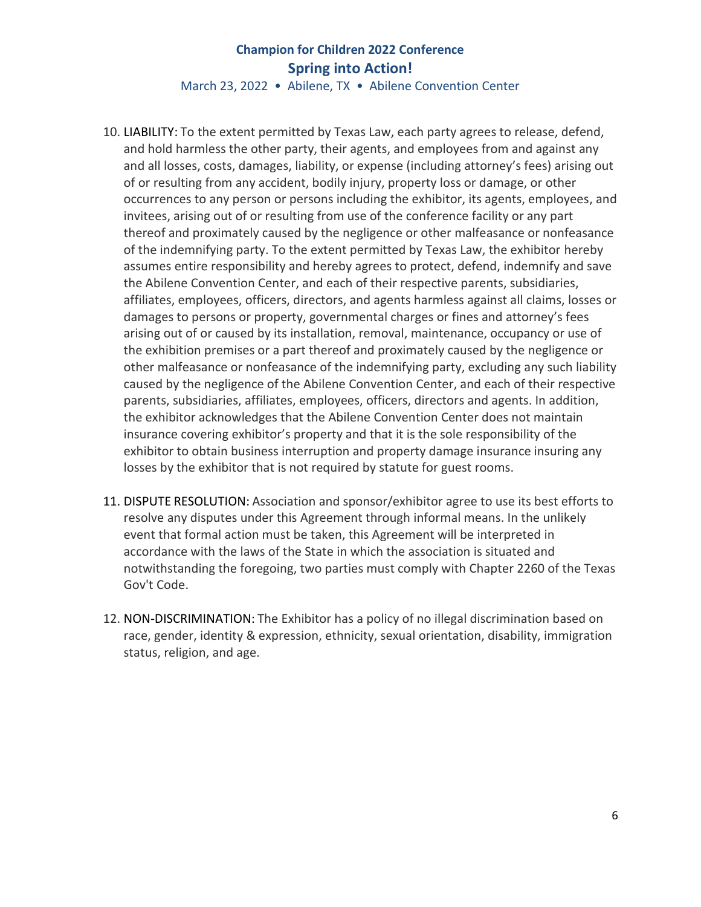10. LIABILITY: To the extent permitted by Texas Law, each party agrees to release, defend, and hold harmless the other party, their agents, and employees from and against any and all losses, costs, damages, liability, or expense (including attorney's fees) arising out of or resulting from any accident, bodily injury, property loss or damage, or other occurrences to any person or persons including the exhibitor, its agents, employees, and invitees, arising out of or resulting from use of the conference facility or any part thereof and proximately caused by the negligence or other malfeasance or nonfeasance of the indemnifying party. To the extent permitted by Texas Law, the exhibitor hereby assumes entire responsibility and hereby agrees to protect, defend, indemnify and save the Abilene Convention Center, and each of their respective parents, subsidiaries, affiliates, employees, officers, directors, and agents harmless against all claims, losses or damages to persons or property, governmental charges or fines and attorney's fees arising out of or caused by its installation, removal, maintenance, occupancy or use of the exhibition premises or a part thereof and proximately caused by the negligence or other malfeasance or nonfeasance of the indemnifying party, excluding any such liability caused by the negligence of the Abilene Convention Center, and each of their respective parents, subsidiaries, affiliates, employees, officers, directors and agents. In addition, the exhibitor acknowledges that the Abilene Convention Center does not maintain insurance covering exhibitor's property and that it is the sole responsibility of the exhibitor to obtain business interruption and property damage insurance insuring any losses by the exhibitor that is not required by statute for guest rooms.

11. DISPUTE RESOLUTION: Association and sponsor/exhibitor agree to use its best efforts to resolve any disputes under this Agreement through informal means. In the unlikely event that formal action must be taken, this Agreement will be interpreted in accordance with the laws of the State in which the association is situated and notwithstanding the foregoing, two parties must comply with Chapter 2260 of the Texas Gov't Code.

12. NON-DISCRIMINATION: The Exhibitor has a policy of no illegal discrimination based on race, gender, identity & expression, ethnicity, sexual orientation, disability, immigration status, religion, and age.